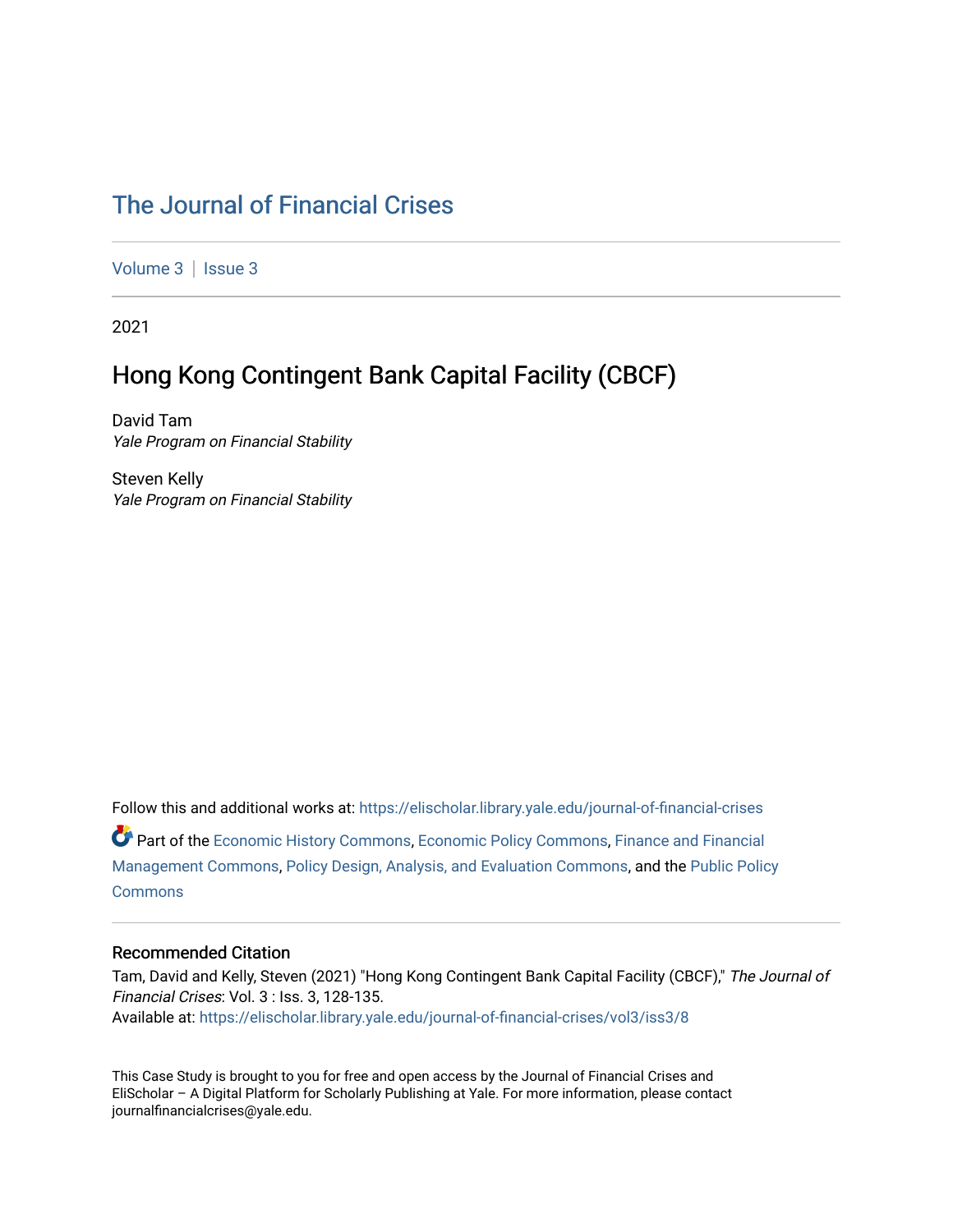# The Journal of Financial Crises

Volume 3 | Issue 3

2021

## Hong Kong Contingent Bank Capital Facility (CBCF)

David Tam
*Yale Program on Financial Stability*

Steven Kelly
*Yale Program on Financial Stability*

Follow this and additional works at: https://elischolar.library.yale.edu/journal-of-financial-crises

Part of the Economic History Commons, Economic Policy Commons, Finance and Financial Management Commons, Policy Design, Analysis, and Evaluation Commons, and the Public Policy Commons

### Recommended Citation

Tam, David and Kelly, Steven (2021) "Hong Kong Contingent Bank Capital Facility (CBCF)," *The Journal of Financial Crises*: Vol. 3 : Iss. 3, 128-135.
Available at: https://elischolar.library.yale.edu/journal-of-financial-crises/vol3/iss3/8

This Case Study is brought to you for free and open access by the Journal of Financial Crises and EliScholar – A Digital Platform for Scholarly Publishing at Yale. For more information, please contact journalfinancialcrises@yale.edu.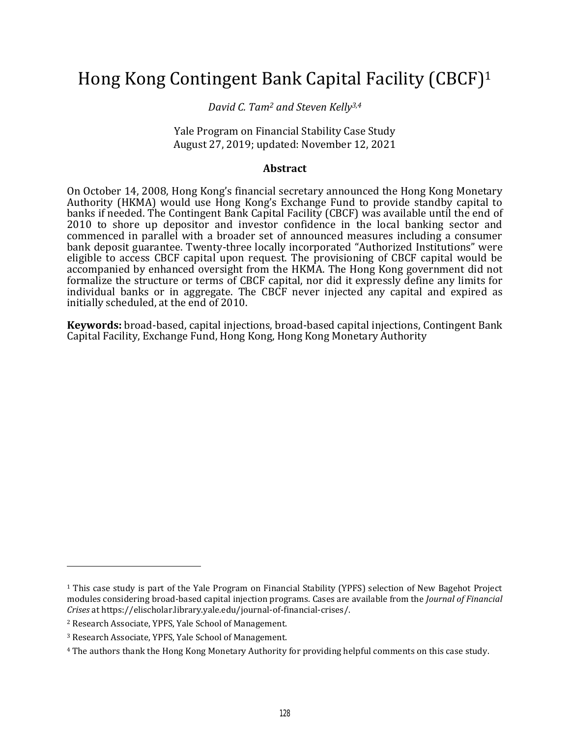# Hong Kong Contingent Bank Capital Facility (CBCF)[1]

*David C. Tam[2] and Steven Kelly[3,4]*

Yale Program on Financial Stability Case Study
August 27, 2019; updated: November 12, 2021

### Abstract

On October 14, 2008, Hong Kong's financial secretary announced the Hong Kong Monetary Authority (HKMA) would use Hong Kong's Exchange Fund to provide standby capital to banks if needed. The Contingent Bank Capital Facility (CBCF) was available until the end of 2010 to shore up depositor and investor confidence in the local banking sector and commenced in parallel with a broader set of announced measures including a consumer bank deposit guarantee. Twenty-three locally incorporated "Authorized Institutions" were eligible to access CBCF capital upon request. The provisioning of CBCF capital would be accompanied by enhanced oversight from the HKMA. The Hong Kong government did not formalize the structure or terms of CBCF capital, nor did it expressly define any limits for individual banks or in aggregate. The CBCF never injected any capital and expired as initially scheduled, at the end of 2010.

**Keywords:** broad-based, capital injections, broad-based capital injections, Contingent Bank Capital Facility, Exchange Fund, Hong Kong, Hong Kong Monetary Authority

---

[1] This case study is part of the Yale Program on Financial Stability (YPFS) selection of New Bagehot Project modules considering broad-based capital injection programs. Cases are available from the *Journal of Financial Crises* at https://elischolar.library.yale.edu/journal-of-financial-crises/.

[2] Research Associate, YPFS, Yale School of Management.

[3] Research Associate, YPFS, Yale School of Management.

[4] The authors thank the Hong Kong Monetary Authority for providing helpful comments on this case study.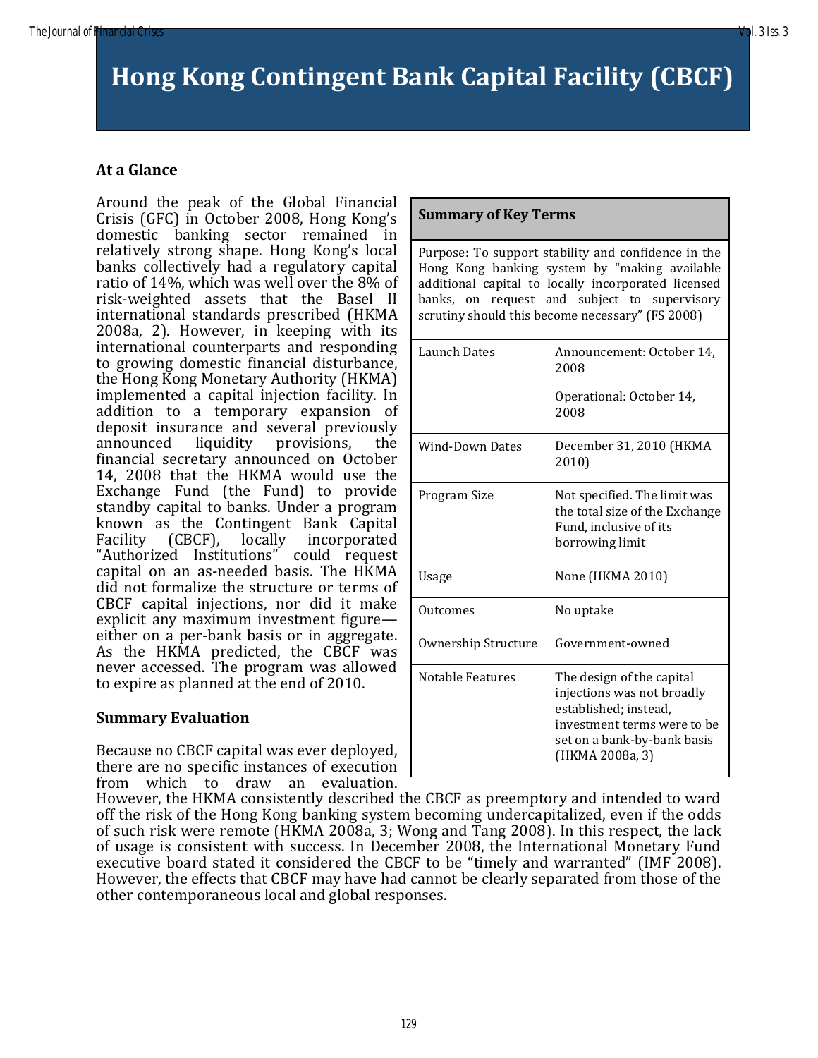# Hong Kong Contingent Bank Capital Facility (CBCF)

## At a Glance

Around the peak of the Global Financial Crisis (GFC) in October 2008, Hong Kong's domestic banking sector remained in relatively strong shape. Hong Kong's local banks collectively had a regulatory capital ratio of 14%, which was well over the 8% of risk-weighted assets that the Basel II international standards prescribed (HKMA 2008a, 2). However, in keeping with its international counterparts and responding to growing domestic financial disturbance, the Hong Kong Monetary Authority (HKMA) implemented a capital injection facility. In addition to a temporary expansion of deposit insurance and several previously announced liquidity provisions, the financial secretary announced on October 14, 2008 that the HKMA would use the Exchange Fund (the Fund) to provide standby capital to banks. Under a program known as the Contingent Bank Capital Facility (CBCF), locally incorporated "Authorized Institutions" could request capital on an as-needed basis. The HKMA did not formalize the structure or terms of CBCF capital injections, nor did it make explicit any maximum investment figure—either on a per-bank basis or in aggregate. As the HKMA predicted, the CBCF was never accessed. The program was allowed to expire as planned at the end of 2010.

| Summary of Key Terms | |
|---|---|
| Purpose: To support stability and confidence in the Hong Kong banking system by "making available additional capital to locally incorporated licensed banks, on request and subject to supervisory scrutiny should this become necessary" (FS 2008) | |
| Launch Dates | Announcement: October 14, 2008<br><br>Operational: October 14, 2008 |
| Wind-Down Dates | December 31, 2010 (HKMA 2010) |
| Program Size | Not specified. The limit was the total size of the Exchange Fund, inclusive of its borrowing limit |
| Usage | None (HKMA 2010) |
| Outcomes | No uptake |
| Ownership Structure | Government-owned |
| Notable Features | The design of the capital injections was not broadly established; instead, investment terms were to be set on a bank-by-bank basis (HKMA 2008a, 3) |

## Summary Evaluation

Because no CBCF capital was ever deployed, there are no specific instances of execution from which to draw an evaluation. However, the HKMA consistently described the CBCF as preemptory and intended to ward off the risk of the Hong Kong banking system becoming undercapitalized, even if the odds of such risk were remote (HKMA 2008a, 3; Wong and Tang 2008). In this respect, the lack of usage is consistent with success. In December 2008, the International Monetary Fund executive board stated it considered the CBCF to be "timely and warranted" (IMF 2008). However, the effects that CBCF may have had cannot be clearly separated from those of the other contemporaneous local and global responses.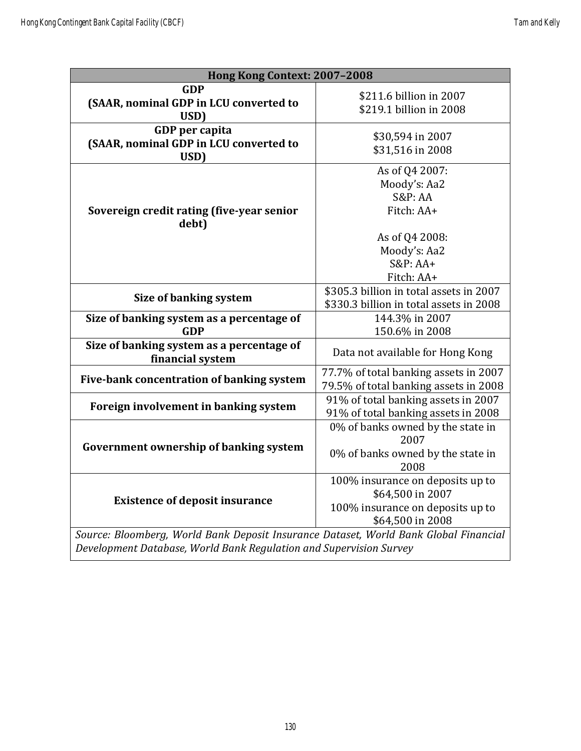| Hong Kong Context: 2007–2008 | |
|---|---|
| **GDP (SAAR, nominal GDP in LCU converted to USD)** | \$211.6 billion in 2007<br>\$219.1 billion in 2008 |
| **GDP per capita (SAAR, nominal GDP in LCU converted to USD)** | \$30,594 in 2007<br>\$31,516 in 2008 |
| **Sovereign credit rating (five-year senior debt)** | As of Q4 2007:<br>Moody's: Aa2<br>S&P: AA<br>Fitch: AA+<br><br>As of Q4 2008:<br>Moody's: Aa2<br>S&P: AA+<br>Fitch: AA+ |
| **Size of banking system** | \$305.3 billion in total assets in 2007<br>\$330.3 billion in total assets in 2008 |
| **Size of banking system as a percentage of GDP** | 144.3% in 2007<br>150.6% in 2008 |
| **Size of banking system as a percentage of financial system** | Data not available for Hong Kong |
| **Five-bank concentration of banking system** | 77.7% of total banking assets in 2007<br>79.5% of total banking assets in 2008 |
| **Foreign involvement in banking system** | 91% of total banking assets in 2007<br>91% of total banking assets in 2008 |
| **Government ownership of banking system** | 0% of banks owned by the state in 2007<br>0% of banks owned by the state in 2008 |
| **Existence of deposit insurance** | 100% insurance on deposits up to \$64,500 in 2007<br>100% insurance on deposits up to \$64,500 in 2008 |
| *Source: Bloomberg, World Bank Deposit Insurance Dataset, World Bank Global Financial Development Database, World Bank Regulation and Supervision Survey* | |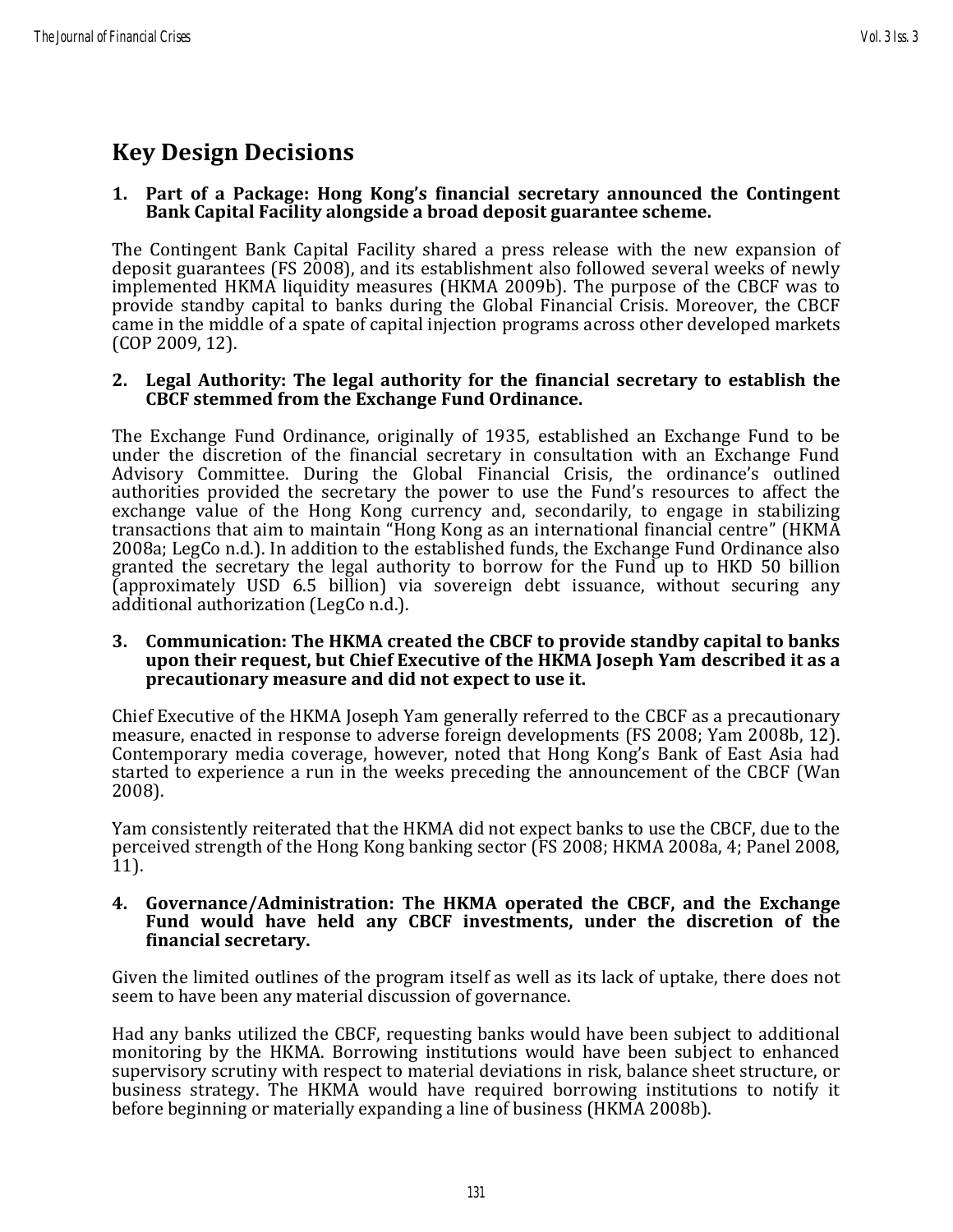## Key Design Decisions

**1. Part of a Package: Hong Kong's financial secretary announced the Contingent Bank Capital Facility alongside a broad deposit guarantee scheme.**

The Contingent Bank Capital Facility shared a press release with the new expansion of deposit guarantees (FS 2008), and its establishment also followed several weeks of newly implemented HKMA liquidity measures (HKMA 2009b). The purpose of the CBCF was to provide standby capital to banks during the Global Financial Crisis. Moreover, the CBCF came in the middle of a spate of capital injection programs across other developed markets (COP 2009, 12).

**2. Legal Authority: The legal authority for the financial secretary to establish the CBCF stemmed from the Exchange Fund Ordinance.**

The Exchange Fund Ordinance, originally of 1935, established an Exchange Fund to be under the discretion of the financial secretary in consultation with an Exchange Fund Advisory Committee. During the Global Financial Crisis, the ordinance's outlined authorities provided the secretary the power to use the Fund's resources to affect the exchange value of the Hong Kong currency and, secondarily, to engage in stabilizing transactions that aim to maintain "Hong Kong as an international financial centre" (HKMA 2008a; LegCo n.d.). In addition to the established funds, the Exchange Fund Ordinance also granted the secretary the legal authority to borrow for the Fund up to HKD 50 billion (approximately USD 6.5 billion) via sovereign debt issuance, without securing any additional authorization (LegCo n.d.).

**3. Communication: The HKMA created the CBCF to provide standby capital to banks upon their request, but Chief Executive of the HKMA Joseph Yam described it as a precautionary measure and did not expect to use it.**

Chief Executive of the HKMA Joseph Yam generally referred to the CBCF as a precautionary measure, enacted in response to adverse foreign developments (FS 2008; Yam 2008b, 12). Contemporary media coverage, however, noted that Hong Kong's Bank of East Asia had started to experience a run in the weeks preceding the announcement of the CBCF (Wan 2008).

Yam consistently reiterated that the HKMA did not expect banks to use the CBCF, due to the perceived strength of the Hong Kong banking sector (FS 2008; HKMA 2008a, 4; Panel 2008, 11).

**4. Governance/Administration: The HKMA operated the CBCF, and the Exchange Fund would have held any CBCF investments, under the discretion of the financial secretary.**

Given the limited outlines of the program itself as well as its lack of uptake, there does not seem to have been any material discussion of governance.

Had any banks utilized the CBCF, requesting banks would have been subject to additional monitoring by the HKMA. Borrowing institutions would have been subject to enhanced supervisory scrutiny with respect to material deviations in risk, balance sheet structure, or business strategy. The HKMA would have required borrowing institutions to notify it before beginning or materially expanding a line of business (HKMA 2008b).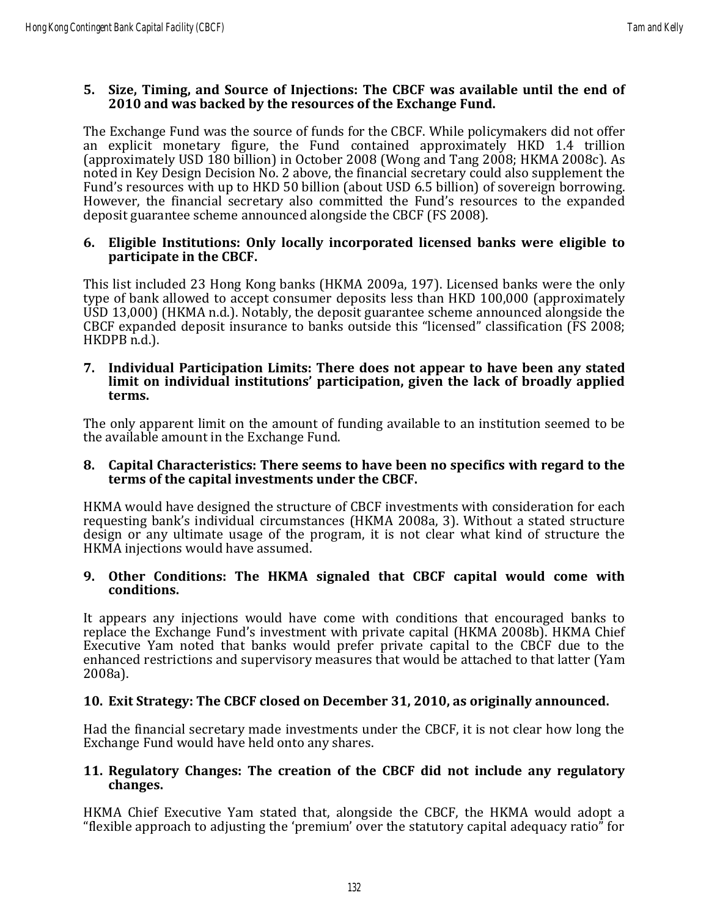**5. Size, Timing, and Source of Injections: The CBCF was available until the end of 2010 and was backed by the resources of the Exchange Fund.**

The Exchange Fund was the source of funds for the CBCF. While policymakers did not offer an explicit monetary figure, the Fund contained approximately HKD 1.4 trillion (approximately USD 180 billion) in October 2008 (Wong and Tang 2008; HKMA 2008c). As noted in Key Design Decision No. 2 above, the financial secretary could also supplement the Fund's resources with up to HKD 50 billion (about USD 6.5 billion) of sovereign borrowing. However, the financial secretary also committed the Fund's resources to the expanded deposit guarantee scheme announced alongside the CBCF (FS 2008).

**6. Eligible Institutions: Only locally incorporated licensed banks were eligible to participate in the CBCF.**

This list included 23 Hong Kong banks (HKMA 2009a, 197). Licensed banks were the only type of bank allowed to accept consumer deposits less than HKD 100,000 (approximately USD 13,000) (HKMA n.d.). Notably, the deposit guarantee scheme announced alongside the CBCF expanded deposit insurance to banks outside this "licensed" classification (FS 2008; HKDPB n.d.).

**7. Individual Participation Limits: There does not appear to have been any stated limit on individual institutions' participation, given the lack of broadly applied terms.**

The only apparent limit on the amount of funding available to an institution seemed to be the available amount in the Exchange Fund.

**8. Capital Characteristics: There seems to have been no specifics with regard to the terms of the capital investments under the CBCF.**

HKMA would have designed the structure of CBCF investments with consideration for each requesting bank's individual circumstances (HKMA 2008a, 3). Without a stated structure design or any ultimate usage of the program, it is not clear what kind of structure the HKMA injections would have assumed.

**9. Other Conditions: The HKMA signaled that CBCF capital would come with conditions.**

It appears any injections would have come with conditions that encouraged banks to replace the Exchange Fund's investment with private capital (HKMA 2008b). HKMA Chief Executive Yam noted that banks would prefer private capital to the CBCF due to the enhanced restrictions and supervisory measures that would be attached to that latter (Yam 2008a).

**10. Exit Strategy: The CBCF closed on December 31, 2010, as originally announced.**

Had the financial secretary made investments under the CBCF, it is not clear how long the Exchange Fund would have held onto any shares.

**11. Regulatory Changes: The creation of the CBCF did not include any regulatory changes.**

HKMA Chief Executive Yam stated that, alongside the CBCF, the HKMA would adopt a "flexible approach to adjusting the 'premium' over the statutory capital adequacy ratio" for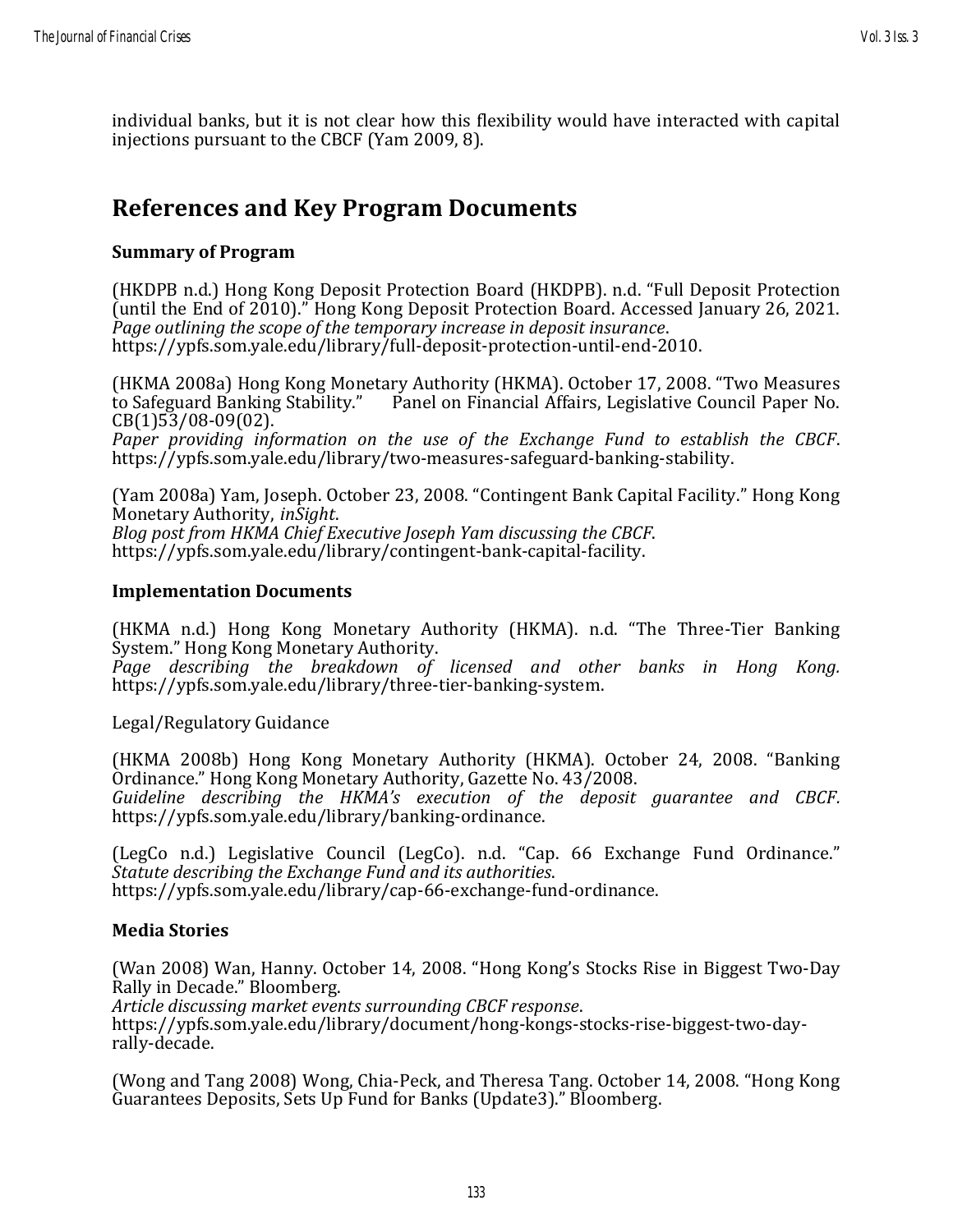individual banks, but it is not clear how this flexibility would have interacted with capital injections pursuant to the CBCF (Yam 2009, 8).

## References and Key Program Documents

### Summary of Program

(HKDPB n.d.) Hong Kong Deposit Protection Board (HKDPB). n.d. "Full Deposit Protection (until the End of 2010)." Hong Kong Deposit Protection Board. Accessed January 26, 2021.
*Page outlining the scope of the temporary increase in deposit insurance*.
https://ypfs.som.yale.edu/library/full-deposit-protection-until-end-2010.

(HKMA 2008a) Hong Kong Monetary Authority (HKMA). October 17, 2008. "Two Measures to Safeguard Banking Stability." Panel on Financial Affairs, Legislative Council Paper No. CB(1)53/08-09(02).
*Paper providing information on the use of the Exchange Fund to establish the CBCF*.
https://ypfs.som.yale.edu/library/two-measures-safeguard-banking-stability.

(Yam 2008a) Yam, Joseph. October 23, 2008. "Contingent Bank Capital Facility." Hong Kong Monetary Authority, *inSight*.
*Blog post from HKMA Chief Executive Joseph Yam discussing the CBCF*.
https://ypfs.som.yale.edu/library/contingent-bank-capital-facility.

### Implementation Documents

(HKMA n.d.) Hong Kong Monetary Authority (HKMA). n.d. "The Three-Tier Banking System." Hong Kong Monetary Authority.
*Page describing the breakdown of licensed and other banks in Hong Kong.*
https://ypfs.som.yale.edu/library/three-tier-banking-system.

Legal/Regulatory Guidance

(HKMA 2008b) Hong Kong Monetary Authority (HKMA). October 24, 2008. "Banking Ordinance." Hong Kong Monetary Authority, Gazette No. 43/2008.
*Guideline describing the HKMA's execution of the deposit guarantee and CBCF.*
https://ypfs.som.yale.edu/library/banking-ordinance.

(LegCo n.d.) Legislative Council (LegCo). n.d. "Cap. 66 Exchange Fund Ordinance."
*Statute describing the Exchange Fund and its authorities*.
https://ypfs.som.yale.edu/library/cap-66-exchange-fund-ordinance.

### Media Stories

(Wan 2008) Wan, Hanny. October 14, 2008. "Hong Kong's Stocks Rise in Biggest Two-Day Rally in Decade." Bloomberg.
*Article discussing market events surrounding CBCF response*.
https://ypfs.som.yale.edu/library/document/hong-kongs-stocks-rise-biggest-two-day-rally-decade.

(Wong and Tang 2008) Wong, Chia-Peck, and Theresa Tang. October 14, 2008. "Hong Kong Guarantees Deposits, Sets Up Fund for Banks (Update3)." Bloomberg.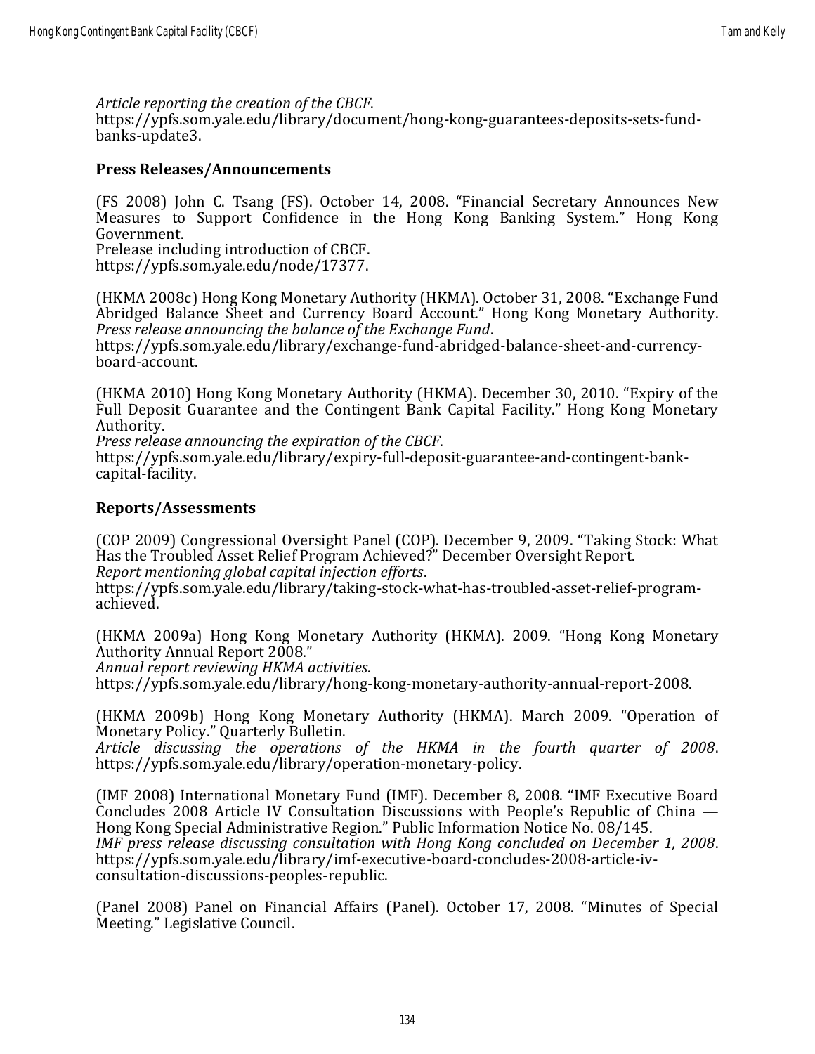*Article reporting the creation of the CBCF*.
https://ypfs.som.yale.edu/library/document/hong-kong-guarantees-deposits-sets-fund-banks-update3.

**Press Releases/Announcements**

(FS 2008) John C. Tsang (FS). October 14, 2008. "Financial Secretary Announces New Measures to Support Confidence in the Hong Kong Banking System." Hong Kong Government.
Prelease including introduction of CBCF.
https://ypfs.som.yale.edu/node/17377.

(HKMA 2008c) Hong Kong Monetary Authority (HKMA). October 31, 2008. "Exchange Fund Abridged Balance Sheet and Currency Board Account." Hong Kong Monetary Authority.
*Press release announcing the balance of the Exchange Fund*.
https://ypfs.som.yale.edu/library/exchange-fund-abridged-balance-sheet-and-currency-board-account.

(HKMA 2010) Hong Kong Monetary Authority (HKMA). December 30, 2010. "Expiry of the Full Deposit Guarantee and the Contingent Bank Capital Facility." Hong Kong Monetary Authority.
*Press release announcing the expiration of the CBCF*.
https://ypfs.som.yale.edu/library/expiry-full-deposit-guarantee-and-contingent-bank-capital-facility.

**Reports/Assessments**

(COP 2009) Congressional Oversight Panel (COP). December 9, 2009. "Taking Stock: What Has the Troubled Asset Relief Program Achieved?" December Oversight Report.
*Report mentioning global capital injection efforts*.
https://ypfs.som.yale.edu/library/taking-stock-what-has-troubled-asset-relief-program-achieved.

(HKMA 2009a) Hong Kong Monetary Authority (HKMA). 2009. "Hong Kong Monetary Authority Annual Report 2008."
*Annual report reviewing HKMA activities.*
https://ypfs.som.yale.edu/library/hong-kong-monetary-authority-annual-report-2008.

(HKMA 2009b) Hong Kong Monetary Authority (HKMA). March 2009. "Operation of Monetary Policy." Quarterly Bulletin.
*Article discussing the operations of the HKMA in the fourth quarter of 2008*.
https://ypfs.som.yale.edu/library/operation-monetary-policy.

(IMF 2008) International Monetary Fund (IMF). December 8, 2008. "IMF Executive Board Concludes 2008 Article IV Consultation Discussions with People's Republic of China — Hong Kong Special Administrative Region." Public Information Notice No. 08/145.
*IMF press release discussing consultation with Hong Kong concluded on December 1, 2008*.
https://ypfs.som.yale.edu/library/imf-executive-board-concludes-2008-article-iv-consultation-discussions-peoples-republic.

(Panel 2008) Panel on Financial Affairs (Panel). October 17, 2008. "Minutes of Special Meeting." Legislative Council.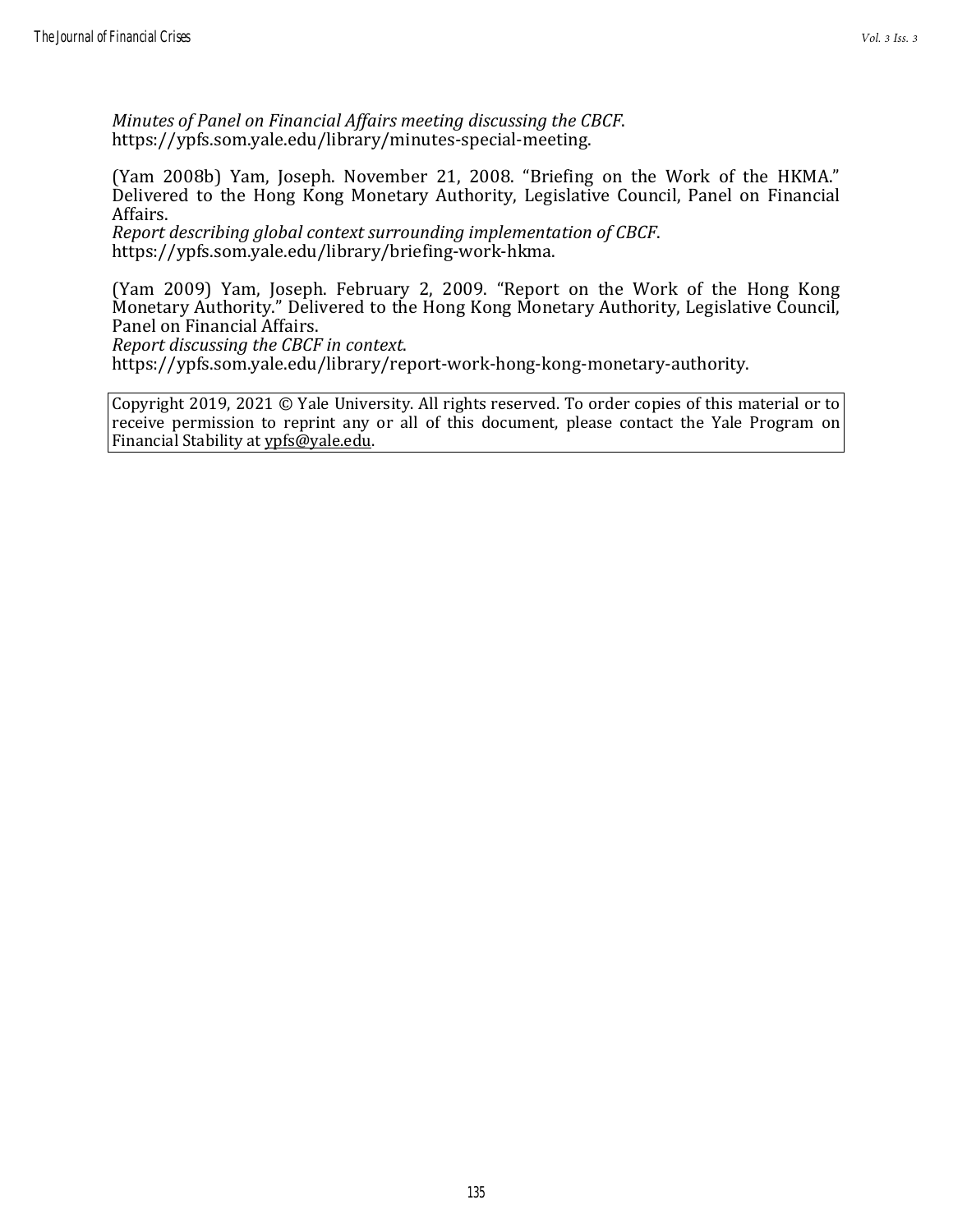*Minutes of Panel on Financial Affairs meeting discussing the CBCF*.
https://ypfs.som.yale.edu/library/minutes-special-meeting.

(Yam 2008b) Yam, Joseph. November 21, 2008. "Briefing on the Work of the HKMA." Delivered to the Hong Kong Monetary Authority, Legislative Council, Panel on Financial Affairs.
*Report describing global context surrounding implementation of CBCF*.
https://ypfs.som.yale.edu/library/briefing-work-hkma.

(Yam 2009) Yam, Joseph. February 2, 2009. "Report on the Work of the Hong Kong Monetary Authority." Delivered to the Hong Kong Monetary Authority, Legislative Council, Panel on Financial Affairs.
*Report discussing the CBCF in context*.
https://ypfs.som.yale.edu/library/report-work-hong-kong-monetary-authority.

Copyright 2019, 2021 © Yale University. All rights reserved. To order copies of this material or to receive permission to reprint any or all of this document, please contact the Yale Program on Financial Stability at ypfs@yale.edu.